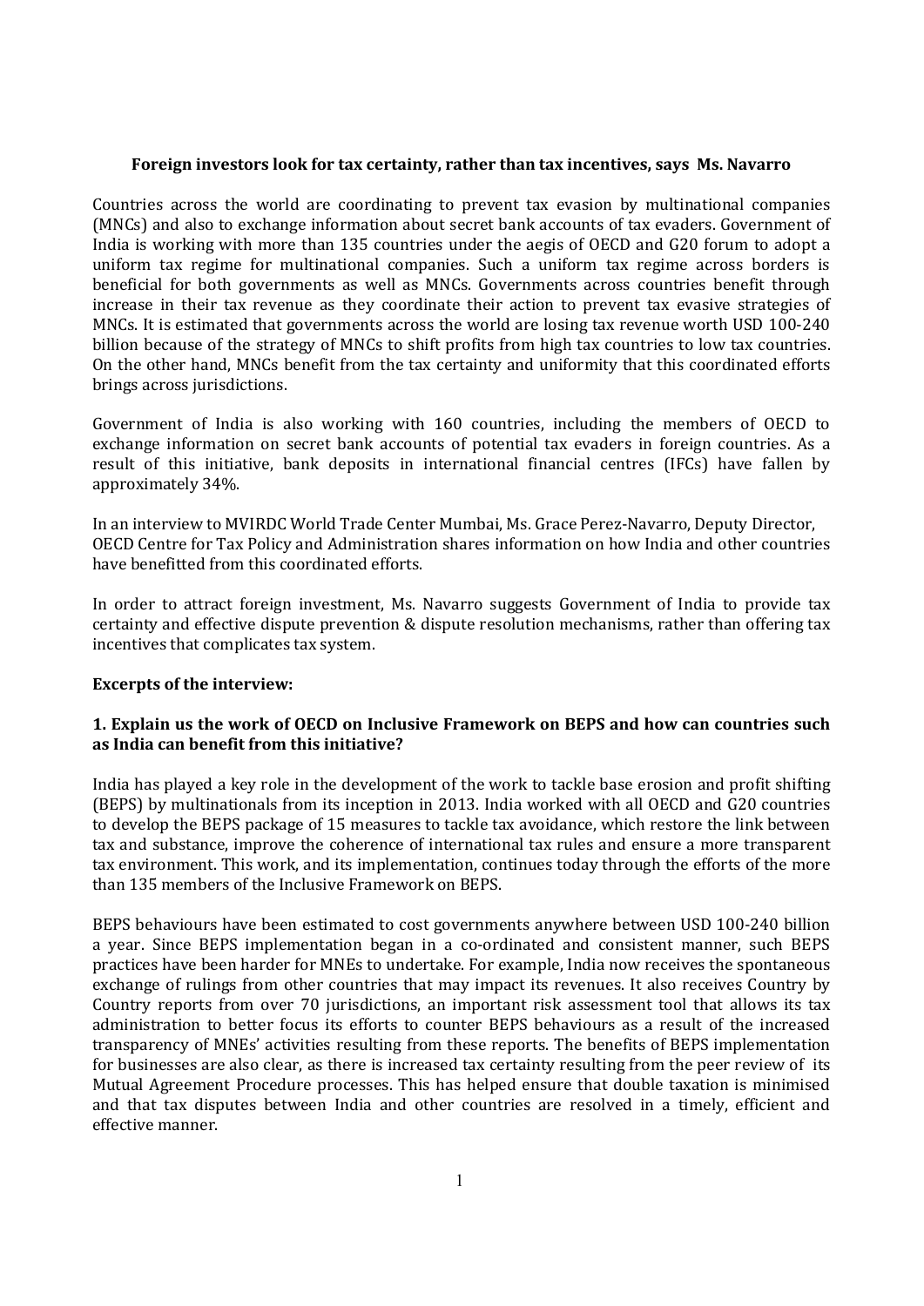**Foreign investors look for tax certainty, rather than tax incentives, says Ms. Navarro**

Countries across the world are coordinating to prevent tax evasion by multinational companies (MNCs) and also to exchange information about secret bank accounts of tax evaders. Government of India is working with more than 135 countries under the aegis of OECD and G20 forum to adopt a uniform tax regime for multinational companies. Such a uniform tax regime across borders is beneficial for both governments as well as MNCs. Governments across countries benefit through increase in their tax revenue as they coordinate their action to prevent tax evasive strategies of MNCs. It is estimated that governments across the world are losing tax revenue worth USD 100-240 billion because of the strategy of MNCs to shift profits from high tax countries to low tax countries. On the other hand, MNCs benefit from the tax certainty and uniformity that this coordinated efforts brings across jurisdictions.

Government of India is also working with 160 countries, including the members of OECD to exchange information on secret bank accounts of potential tax evaders in foreign countries. As a result of this initiative, bank deposits in international financial centres (IFCs) have fallen by approximately 34%.

In an interview to MVIRDC World Trade Center Mumbai, Ms. Grace Perez-Navarro, Deputy Director, OECD Centre for Tax Policy and Administration shares information on how India and other countries have benefitted from this coordinated efforts.

In order to attract foreign investment, Ms. Navarro suggests Government of India to provide tax certainty and effective dispute prevention & dispute resolution mechanisms, rather than offering tax incentives that complicates tax system.

**Excerpts of the interview:**

**1. Explain us the work of OECD on Inclusive Framework on BEPS and how can countries such as India can benefit from this initiative?**

India has played a key role in the development of the work to tackle base erosion and profit shifting (BEPS) by multinationals from its inception in 2013. India worked with all OECD and G20 countries to develop the BEPS package of 15 measures to tackle tax avoidance, which restore the link between tax and substance, improve the coherence of international tax rules and ensure a more transparent tax environment. This work, and its implementation, continues today through the efforts of the more than 135 members of the Inclusive Framework on BEPS.

BEPS behaviours have been estimated to cost governments anywhere between USD 100-240 billion a year. Since BEPS implementation began in a co-ordinated and consistent manner, such BEPS practices have been harder for MNEs to undertake. For example, India now receives the spontaneous exchange of rulings from other countries that may impact its revenues. It also receives Country by Country reports from over 70 jurisdictions, an important risk assessment tool that allows its tax administration to better focus its efforts to counter BEPS behaviours as a result of the increased transparency of MNEs' activities resulting from these reports. The benefits of BEPS implementation for businesses are also clear, as there is increased tax certainty resulting from the peer review of its Mutual Agreement Procedure processes. This has helped ensure that double taxation is minimised and that tax disputes between India and other countries are resolved in a timely, efficient and effective manner.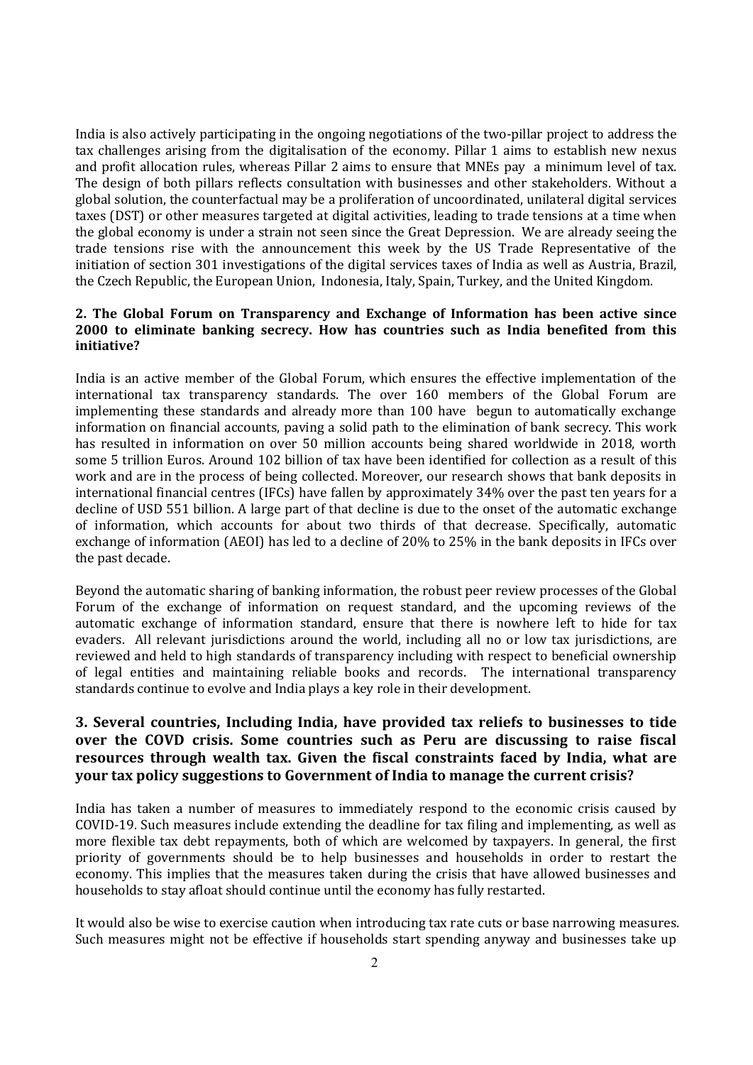India is also actively participating in the ongoing negotiations of the two-pillar project to address the tax challenges arising from the digitalisation of the economy. Pillar 1 aims to establish new nexus and profit allocation rules, whereas Pillar 2 aims to ensure that MNEs pay a minimum level of tax. The design of both pillars reflects consultation with businesses and other stakeholders. Without a global solution, the counterfactual may be a proliferation of uncoordinated, unilateral digital services taxes (DST) or other measures targeted at digital activities, leading to trade tensions at a time when the global economy is under a strain not seen since the Great Depression. We are already seeing the trade tensions rise with the announcement this week by the US Trade Representative of the initiation of section 301 investigations of the digital services taxes of India as well as Austria, Brazil, the Czech Republic, the European Union, Indonesia, Italy, Spain, Turkey, and the United Kingdom.

**2. The Global Forum on Transparency and Exchange of Information has been active since 2000 to eliminate banking secrecy. How has countries such as India benefited from this initiative?**

India is an active member of the Global Forum, which ensures the effective implementation of the international tax transparency standards. The over 160 members of the Global Forum are implementing these standards and already more than 100 have begun to automatically exchange information on financial accounts, paving a solid path to the elimination of bank secrecy. This work has resulted in information on over 50 million accounts being shared worldwide in 2018, worth some 5 trillion Euros. Around 102 billion of tax have been identified for collection as a result of this work and are in the process of being collected. Moreover, our research shows that bank deposits in international financial centres (IFCs) have fallen by approximately 34% over the past ten years for a decline of USD 551 billion. A large part of that decline is due to the onset of the automatic exchange of information, which accounts for about two thirds of that decrease. Specifically, automatic exchange of information (AEOI) has led to a decline of 20% to 25% in the bank deposits in IFCs over the past decade.

Beyond the automatic sharing of banking information, the robust peer review processes of the Global Forum of the exchange of information on request standard, and the upcoming reviews of the automatic exchange of information standard, ensure that there is nowhere left to hide for tax evaders. All relevant jurisdictions around the world, including all no or low tax jurisdictions, are reviewed and held to high standards of transparency including with respect to beneficial ownership of legal entities and maintaining reliable books and records. The international transparency standards continue to evolve and India plays a key role in their development.

### 3. Several countries, Including India, have provided tax reliefs to businesses to tide over the COVD crisis. Some countries such as Peru are discussing to raise fiscal resources through wealth tax. Given the fiscal constraints faced by India, what are your tax policy suggestions to Government of India to manage the current crisis?

India has taken a number of measures to immediately respond to the economic crisis caused by COVID-19. Such measures include extending the deadline for tax filing and implementing, as well as more flexible tax debt repayments, both of which are welcomed by taxpayers. In general, the first priority of governments should be to help businesses and households in order to restart the economy. This implies that the measures taken during the crisis that have allowed businesses and households to stay afloat should continue until the economy has fully restarted.

It would also be wise to exercise caution when introducing tax rate cuts or base narrowing measures. Such measures might not be effective if households start spending anyway and businesses take up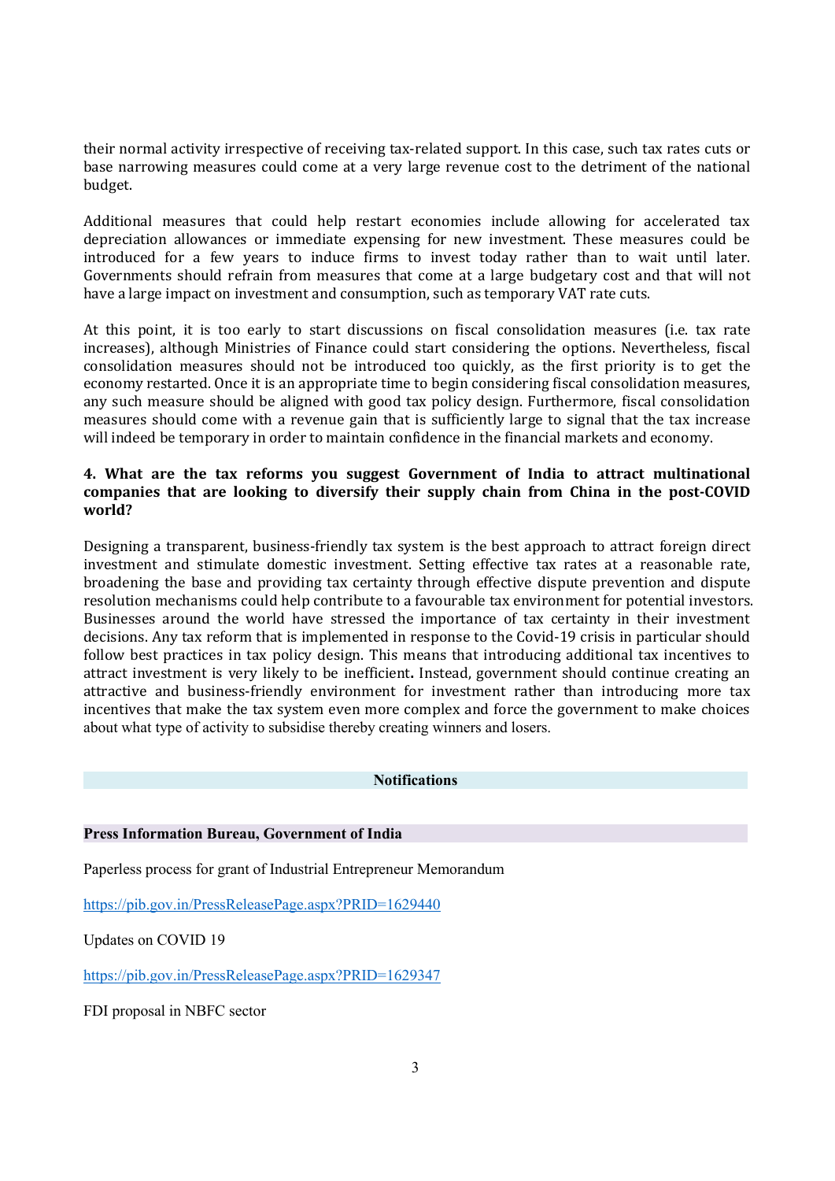their normal activity irrespective of receiving tax-related support. In this case, such tax rates cuts or base narrowing measures could come at a very large revenue cost to the detriment of the national budget.

Additional measures that could help restart economies include allowing for accelerated tax depreciation allowances or immediate expensing for new investment. These measures could be introduced for a few years to induce firms to invest today rather than to wait until later. Governments should refrain from measures that come at a large budgetary cost and that will not have a large impact on investment and consumption, such as temporary VAT rate cuts.

At this point, it is too early to start discussions on fiscal consolidation measures (i.e. tax rate increases), although Ministries of Finance could start considering the options. Nevertheless, fiscal consolidation measures should not be introduced too quickly, as the first priority is to get the economy restarted. Once it is an appropriate time to begin considering fiscal consolidation measures, any such measure should be aligned with good tax policy design. Furthermore, fiscal consolidation measures should come with a revenue gain that is sufficiently large to signal that the tax increase will indeed be temporary in order to maintain confidence in the financial markets and economy.

**4. What are the tax reforms you suggest Government of India to attract multinational companies that are looking to diversify their supply chain from China in the post-COVID world?**

Designing a transparent, business-friendly tax system is the best approach to attract foreign direct investment and stimulate domestic investment. Setting effective tax rates at a reasonable rate, broadening the base and providing tax certainty through effective dispute prevention and dispute resolution mechanisms could help contribute to a favourable tax environment for potential investors. Businesses around the world have stressed the importance of tax certainty in their investment decisions. Any tax reform that is implemented in response to the Covid-19 crisis in particular should follow best practices in tax policy design. This means that introducing additional tax incentives to attract investment is very likely to be inefficient**.** Instead, government should continue creating an attractive and business-friendly environment for investment rather than introducing more tax incentives that make the tax system even more complex and force the government to make choices about what type of activity to subsidise thereby creating winners and losers.

## Notifications

### Press Information Bureau, Government of India

Paperless process for grant of Industrial Entrepreneur Memorandum

https://pib.gov.in/PressReleasePage.aspx?PRID=1629440

Updates on COVID 19

https://pib.gov.in/PressReleasePage.aspx?PRID=1629347

FDI proposal in NBFC sector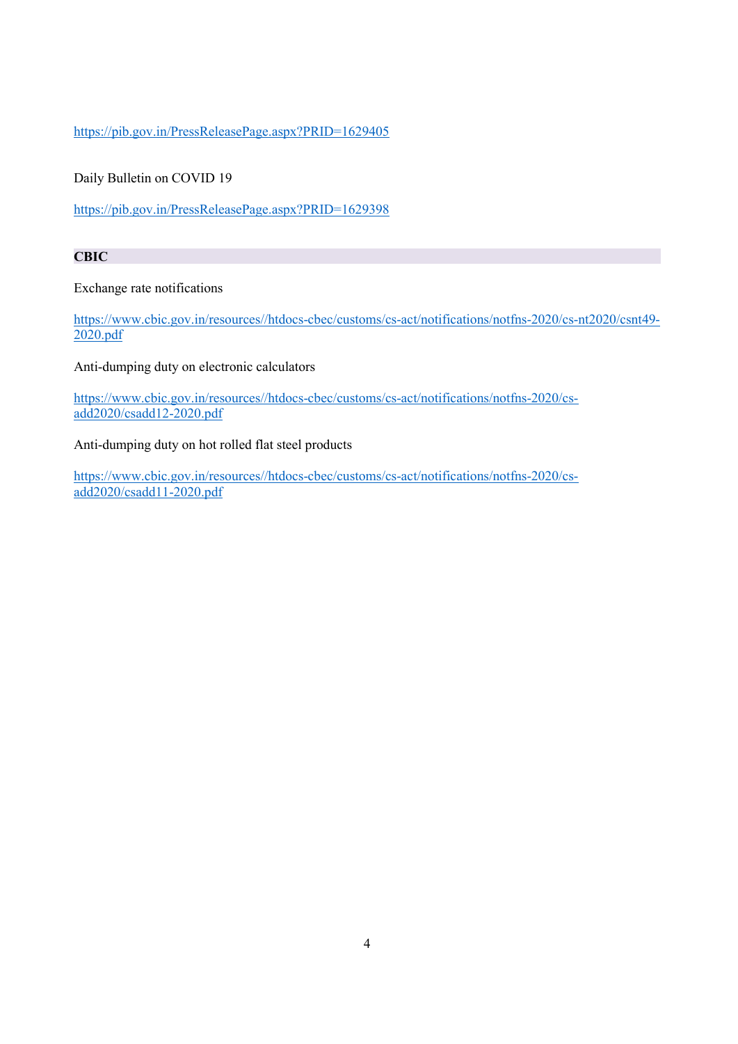https://pib.gov.in/PressReleasePage.aspx?PRID=1629405

Daily Bulletin on COVID 19

https://pib.gov.in/PressReleasePage.aspx?PRID=1629398

## CBIC

Exchange rate notifications

https://www.cbic.gov.in/resources//htdocs-cbec/customs/cs-act/notifications/notfns-2020/cs-nt2020/csnt49-2020.pdf

Anti-dumping duty on electronic calculators

https://www.cbic.gov.in/resources//htdocs-cbec/customs/cs-act/notifications/notfns-2020/cs-add2020/csadd12-2020.pdf

Anti-dumping duty on hot rolled flat steel products

https://www.cbic.gov.in/resources//htdocs-cbec/customs/cs-act/notifications/notfns-2020/cs-add2020/csadd11-2020.pdf